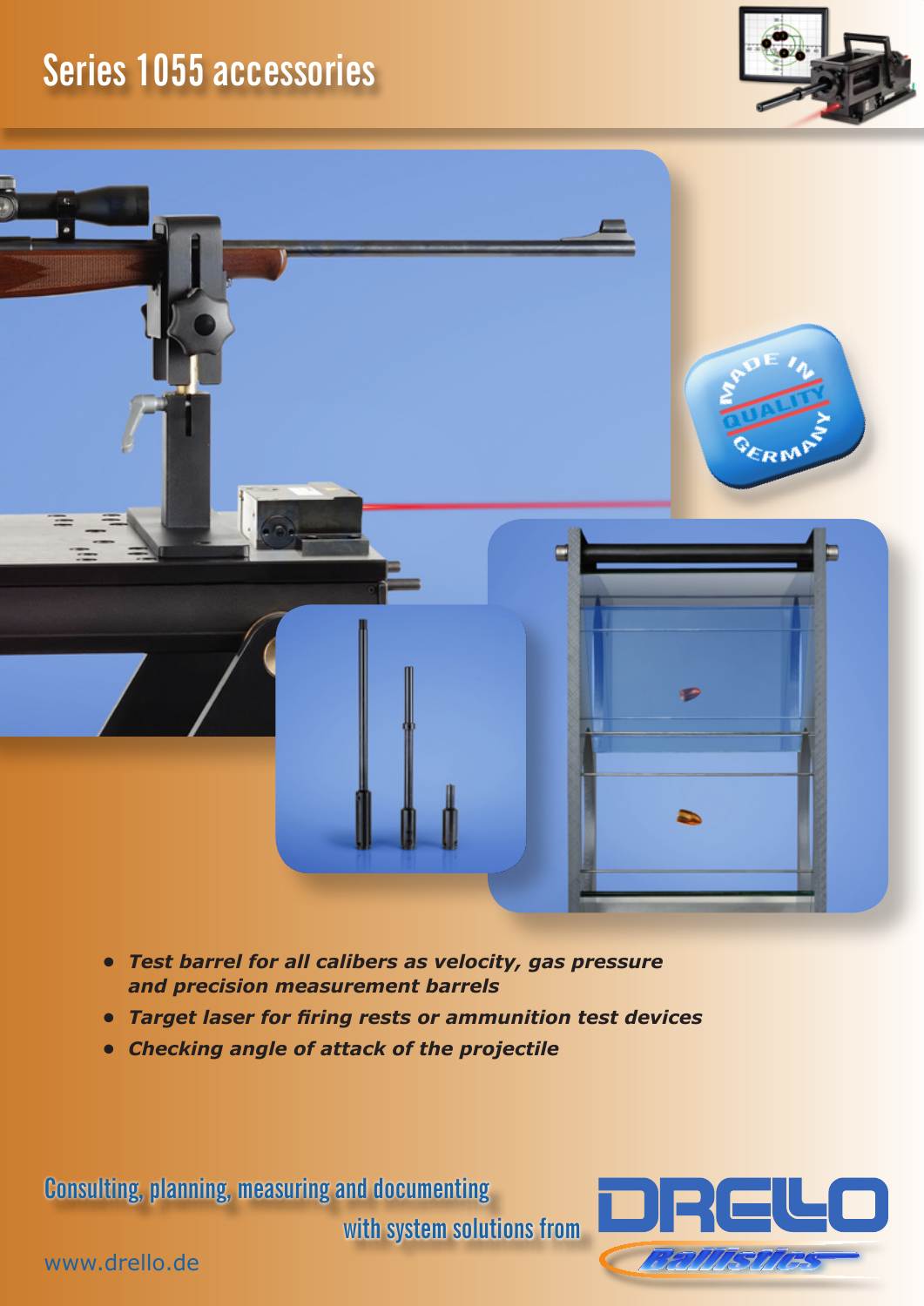# Series 1055 accessories

- *Test barrel for all calibers as velocity, gas pressure and precision measurement barrels*
- *Target laser for firing rests or ammunition test devices*
- *Checking angle of attack of the projectile*

Consulting, planning, measuring and documenting with system solutions from

DRELLO Ballistics

www.drello.de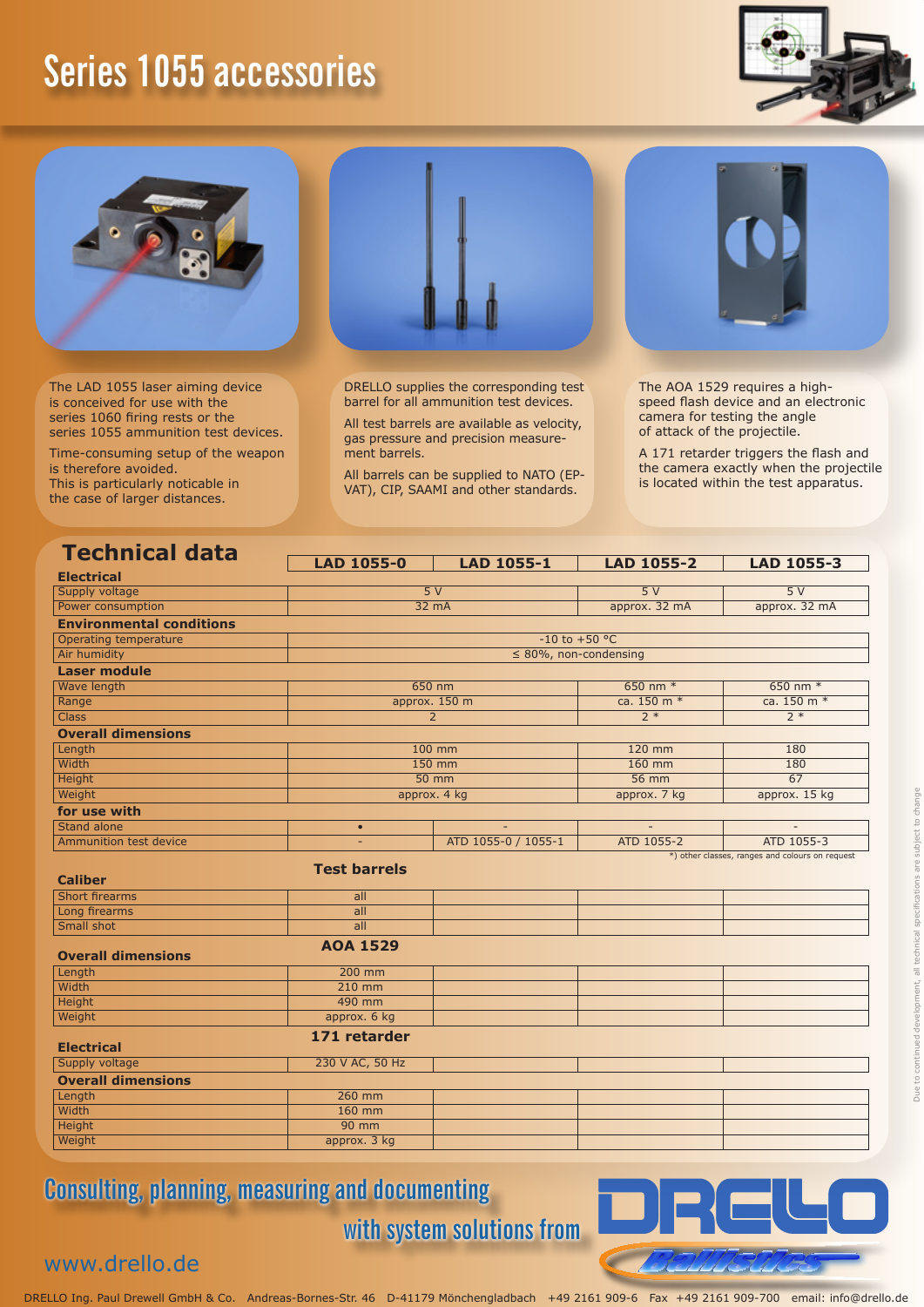# Series 1055 accessories

The LAD 1055 laser aiming device is conceived for use with the series 1060 firing rests or the series 1055 ammunition test devices.

Time-consuming setup of the weapon is therefore avoided.
This is particularly noticable in the case of larger distances.

DRELLO supplies the corresponding test barrel for all ammunition test devices.

All test barrels are available as velocity, gas pressure and precision measurement barrels.

All barrels can be supplied to NATO (EP-VAT), CIP, SAAMI and other standards.

The AOA 1529 requires a high-speed flash device and an electronic camera for testing the angle of attack of the projectile.

A 171 retarder triggers the flash and the camera exactly when the projectile is located within the test apparatus.

## Technical data

| | LAD 1055-0 | LAD 1055-1 | LAD 1055-2 | LAD 1055-3 |
|---|---|---|---|---|
| **Electrical** | | | | |
| Supply voltage | 5 V | | 5 V | 5 V |
| Power consumption | 32 mA | | approx. 32 mA | approx. 32 mA |
| **Environmental conditions** | | | | |
| Operating temperature | -10 to +50 °C | | | |
| Air humidity | ≤ 80%, non-condensing | | | |
| **Laser module** | | | | |
| Wave length | 650 nm | | 650 nm * | 650 nm * |
| Range | approx. 150 m | | ca. 150 m * | ca. 150 m * |
| Class | 2 | | 2 * | 2 * |
| **Overall dimensions** | | | | |
| Length | 100 mm | | 120 mm | 180 |
| Width | 150 mm | | 160 mm | 180 |
| Height | 50 mm | | 56 mm | 67 |
| Weight | approx. 4 kg | | approx. 7 kg | approx. 15 kg |
| **for use with** | | | | |
| Stand alone | • | - | - | - |
| Ammunition test device | - | ATD 1055-0 / 1055-1 | ATD 1055-2 | ATD 1055-3 |

*) other classes, ranges and colours on request

| | Test barrels | | | |
|---|---|---|---|---|
| **Caliber** | | | | |
| Short firearms | all | | | |
| Long firearms | all | | | |
| Small shot | all | | | |

| | AOA 1529 | | | |
|---|---|---|---|---|
| **Overall dimensions** | | | | |
| Length | 200 mm | | | |
| Width | 210 mm | | | |
| Height | 490 mm | | | |
| Weight | approx. 6 kg | | | |

| | 171 retarder | | | |
|---|---|---|---|---|
| **Electrical** | | | | |
| Supply voltage | 230 V AC, 50 Hz | | | |
| **Overall dimensions** | | | | |
| Length | 260 mm | | | |
| Width | 160 mm | | | |
| Height | 90 mm | | | |
| Weight | approx. 3 kg | | | |

Due to continued development, all technical specifications are subject to change

**Consulting, planning, measuring and documenting with system solutions from DRELLO Ballistics**

www.drello.de

DRELLO Ing. Paul Drewell GmbH & Co. Andreas-Bornes-Str. 46 D-41179 Mönchengladbach +49 2161 909-6 Fax +49 2161 909-700 email: info@drello.de